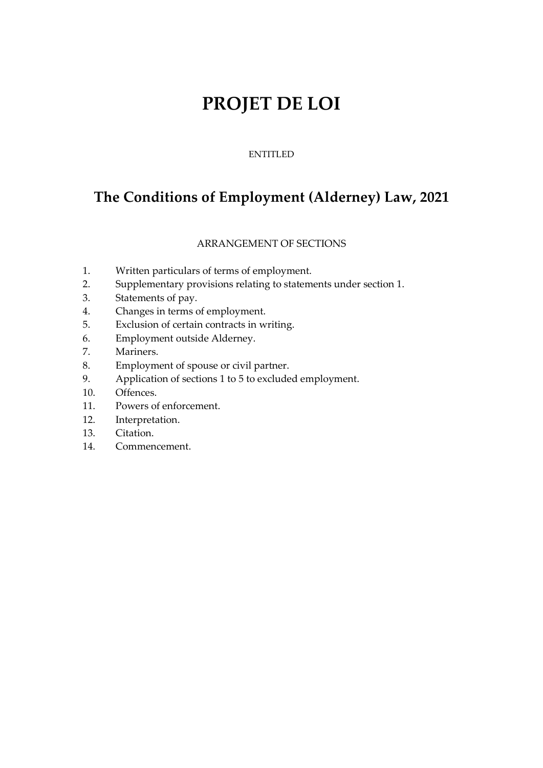# PROJET DE LOI

ENTITLED

## The Conditions of Employment (Alderney) Law, 2021

ARRANGEMENT OF SECTIONS

1. Written particulars of terms of employment.
2. Supplementary provisions relating to statements under section 1.
3. Statements of pay.
4. Changes in terms of employment.
5. Exclusion of certain contracts in writing.
6. Employment outside Alderney.
7. Mariners.
8. Employment of spouse or civil partner.
9. Application of sections 1 to 5 to excluded employment.
10. Offences.
11. Powers of enforcement.
12. Interpretation.
13. Citation.
14. Commencement.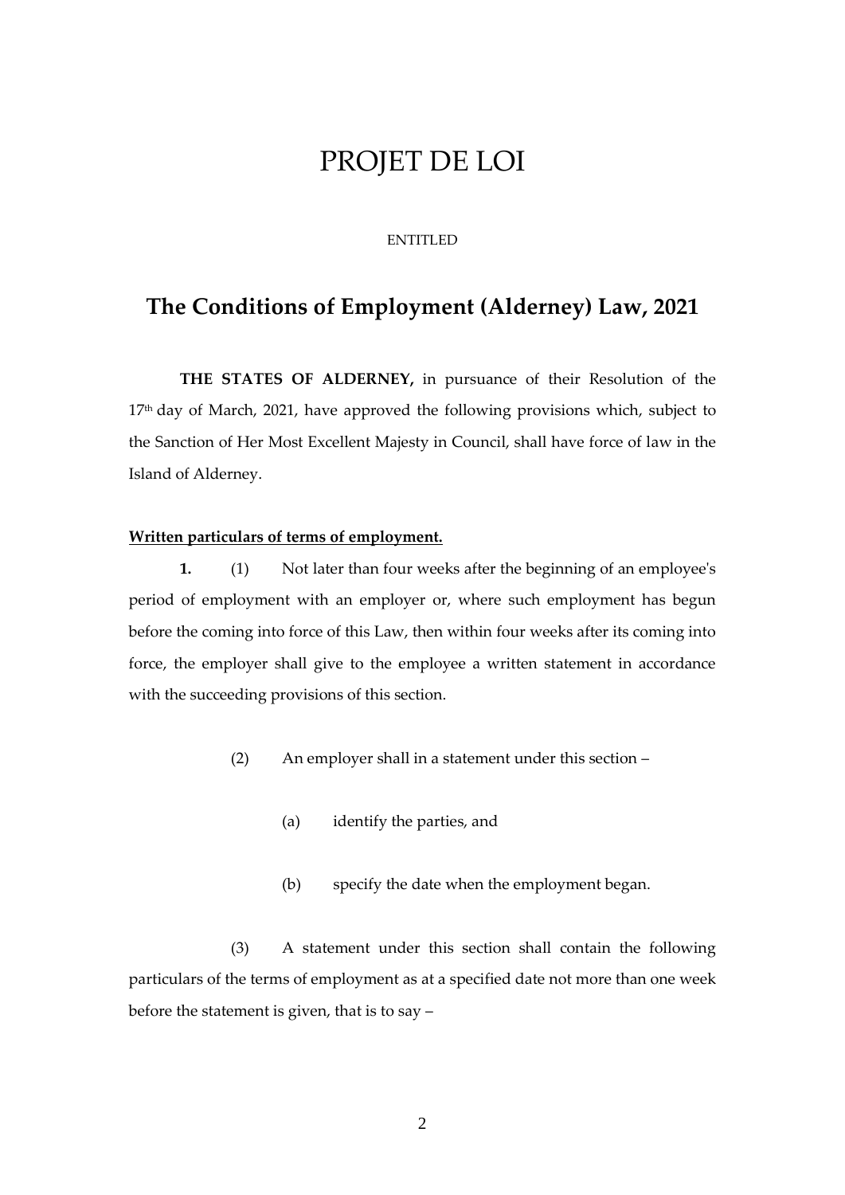# PROJET DE LOI

ENTITLED

## The Conditions of Employment (Alderney) Law, 2021

**THE STATES OF ALDERNEY,** in pursuance of their Resolution of the 17th day of March, 2021, have approved the following provisions which, subject to the Sanction of Her Most Excellent Majesty in Council, shall have force of law in the Island of Alderney.

**Written particulars of terms of employment.**

**1.** (1) Not later than four weeks after the beginning of an employee's period of employment with an employer or, where such employment has begun before the coming into force of this Law, then within four weeks after its coming into force, the employer shall give to the employee a written statement in accordance with the succeeding provisions of this section.

(2) An employer shall in a statement under this section –

(a) identify the parties, and

(b) specify the date when the employment began.

(3) A statement under this section shall contain the following particulars of the terms of employment as at a specified date not more than one week before the statement is given, that is to say –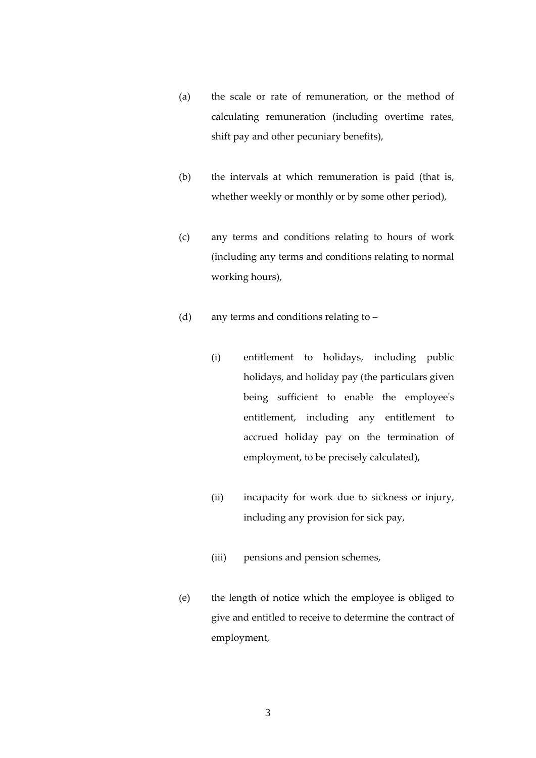(a) the scale or rate of remuneration, or the method of calculating remuneration (including overtime rates, shift pay and other pecuniary benefits),

(b) the intervals at which remuneration is paid (that is, whether weekly or monthly or by some other period),

(c) any terms and conditions relating to hours of work (including any terms and conditions relating to normal working hours),

(d) any terms and conditions relating to –

  (i) entitlement to holidays, including public holidays, and holiday pay (the particulars given being sufficient to enable the employee's entitlement, including any entitlement to accrued holiday pay on the termination of employment, to be precisely calculated),

  (ii) incapacity for work due to sickness or injury, including any provision for sick pay,

  (iii) pensions and pension schemes,

(e) the length of notice which the employee is obliged to give and entitled to receive to determine the contract of employment,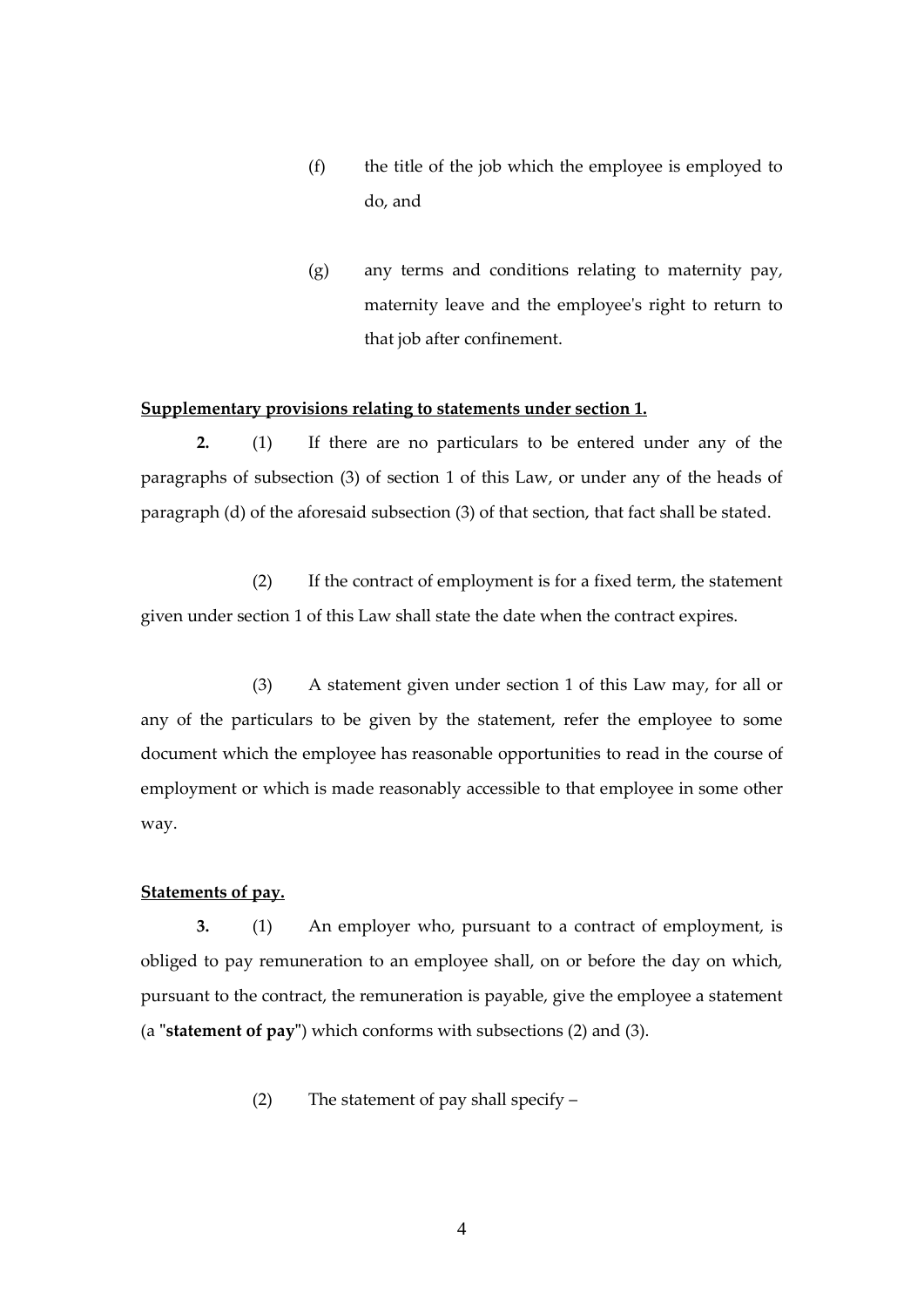(f) the title of the job which the employee is employed to do, and

(g) any terms and conditions relating to maternity pay, maternity leave and the employee's right to return to that job after confinement.

**Supplementary provisions relating to statements under section 1.**

**2.** (1) If there are no particulars to be entered under any of the paragraphs of subsection (3) of section 1 of this Law, or under any of the heads of paragraph (d) of the aforesaid subsection (3) of that section, that fact shall be stated.

(2) If the contract of employment is for a fixed term, the statement given under section 1 of this Law shall state the date when the contract expires.

(3) A statement given under section 1 of this Law may, for all or any of the particulars to be given by the statement, refer the employee to some document which the employee has reasonable opportunities to read in the course of employment or which is made reasonably accessible to that employee in some other way.

**Statements of pay.**

**3.** (1) An employer who, pursuant to a contract of employment, is obliged to pay remuneration to an employee shall, on or before the day on which, pursuant to the contract, the remuneration is payable, give the employee a statement (a "**statement of pay**") which conforms with subsections (2) and (3).

(2) The statement of pay shall specify –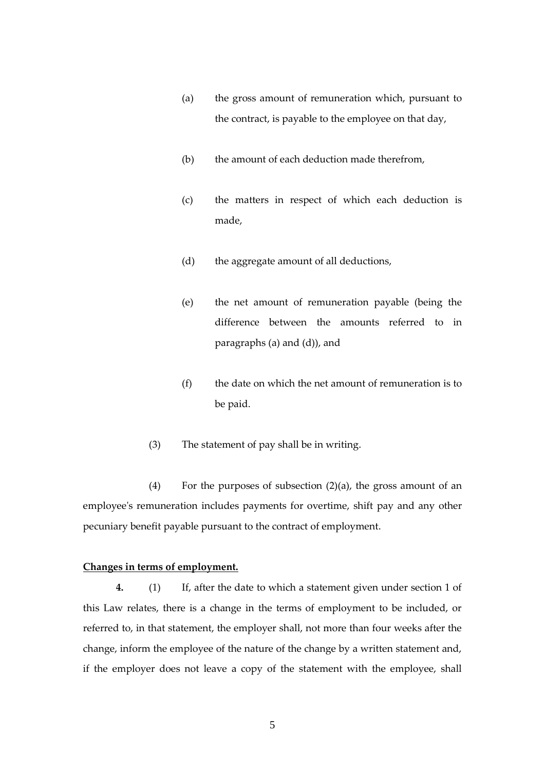(a) the gross amount of remuneration which, pursuant to the contract, is payable to the employee on that day,

(b) the amount of each deduction made therefrom,

(c) the matters in respect of which each deduction is made,

(d) the aggregate amount of all deductions,

(e) the net amount of remuneration payable (being the difference between the amounts referred to in paragraphs (a) and (d)), and

(f) the date on which the net amount of remuneration is to be paid.

(3) The statement of pay shall be in writing.

(4) For the purposes of subsection (2)(a), the gross amount of an employee's remuneration includes payments for overtime, shift pay and any other pecuniary benefit payable pursuant to the contract of employment.

**Changes in terms of employment.**

**4.** (1) If, after the date to which a statement given under section 1 of this Law relates, there is a change in the terms of employment to be included, or referred to, in that statement, the employer shall, not more than four weeks after the change, inform the employee of the nature of the change by a written statement and, if the employer does not leave a copy of the statement with the employee, shall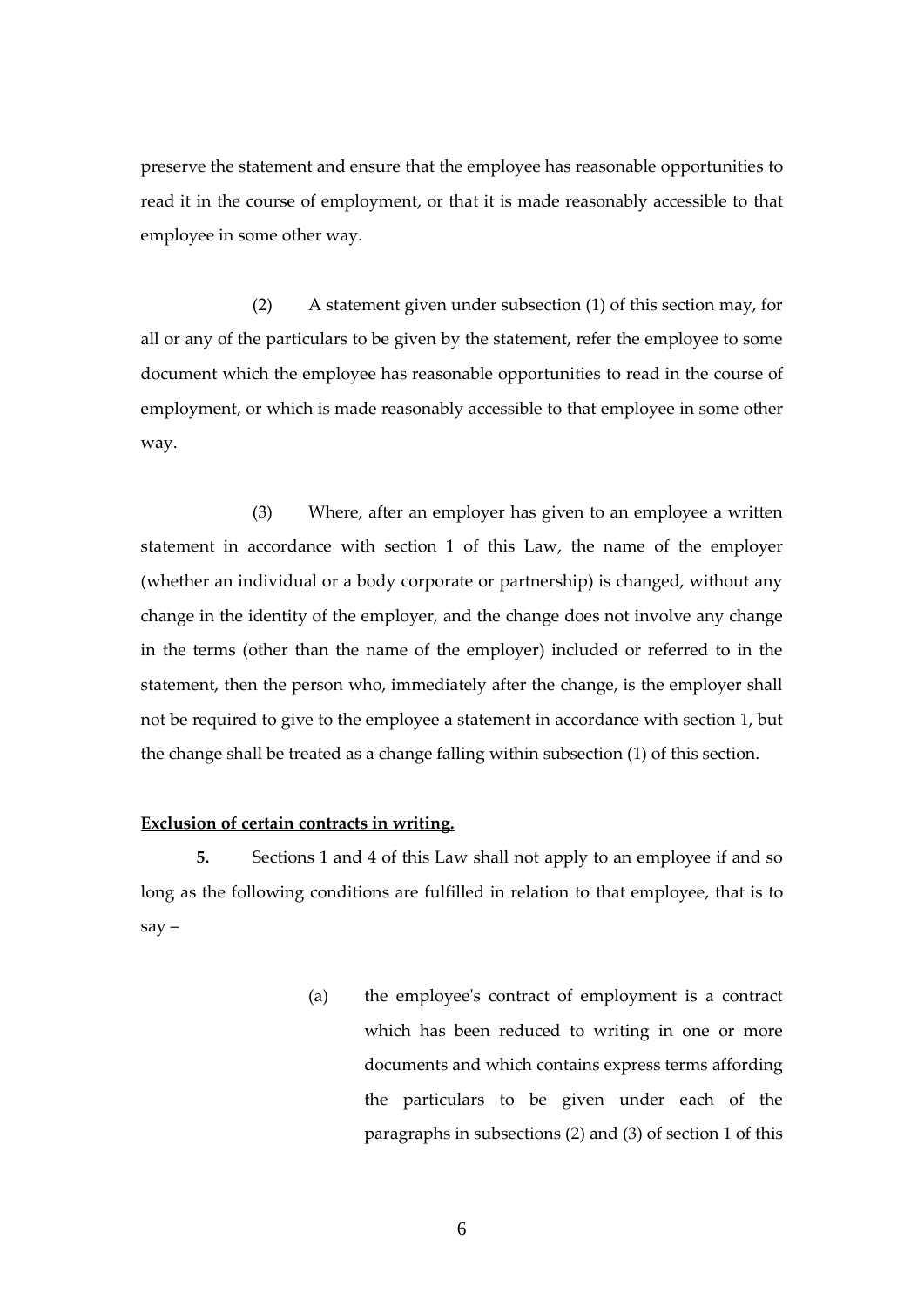preserve the statement and ensure that the employee has reasonable opportunities to read it in the course of employment, or that it is made reasonably accessible to that employee in some other way.

(2) A statement given under subsection (1) of this section may, for all or any of the particulars to be given by the statement, refer the employee to some document which the employee has reasonable opportunities to read in the course of employment, or which is made reasonably accessible to that employee in some other way.

(3) Where, after an employer has given to an employee a written statement in accordance with section 1 of this Law, the name of the employer (whether an individual or a body corporate or partnership) is changed, without any change in the identity of the employer, and the change does not involve any change in the terms (other than the name of the employer) included or referred to in the statement, then the person who, immediately after the change, is the employer shall not be required to give to the employee a statement in accordance with section 1, but the change shall be treated as a change falling within subsection (1) of this section.

**Exclusion of certain contracts in writing.**

**5.** Sections 1 and 4 of this Law shall not apply to an employee if and so long as the following conditions are fulfilled in relation to that employee, that is to say –

(a) the employee's contract of employment is a contract which has been reduced to writing in one or more documents and which contains express terms affording the particulars to be given under each of the paragraphs in subsections (2) and (3) of section 1 of this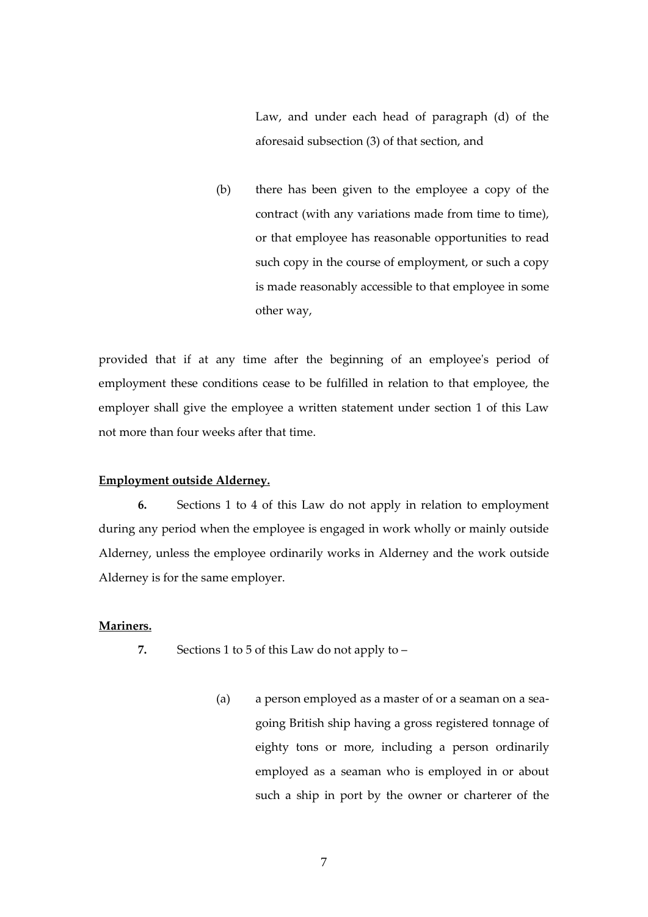Law, and under each head of paragraph (d) of the aforesaid subsection (3) of that section, and

(b) there has been given to the employee a copy of the contract (with any variations made from time to time), or that employee has reasonable opportunities to read such copy in the course of employment, or such a copy is made reasonably accessible to that employee in some other way,

provided that if at any time after the beginning of an employee's period of employment these conditions cease to be fulfilled in relation to that employee, the employer shall give the employee a written statement under section 1 of this Law not more than four weeks after that time.

**Employment outside Alderney.**

**6.** Sections 1 to 4 of this Law do not apply in relation to employment during any period when the employee is engaged in work wholly or mainly outside Alderney, unless the employee ordinarily works in Alderney and the work outside Alderney is for the same employer.

**Mariners.**

**7.** Sections 1 to 5 of this Law do not apply to –

(a) a person employed as a master of or a seaman on a sea-going British ship having a gross registered tonnage of eighty tons or more, including a person ordinarily employed as a seaman who is employed in or about such a ship in port by the owner or charterer of the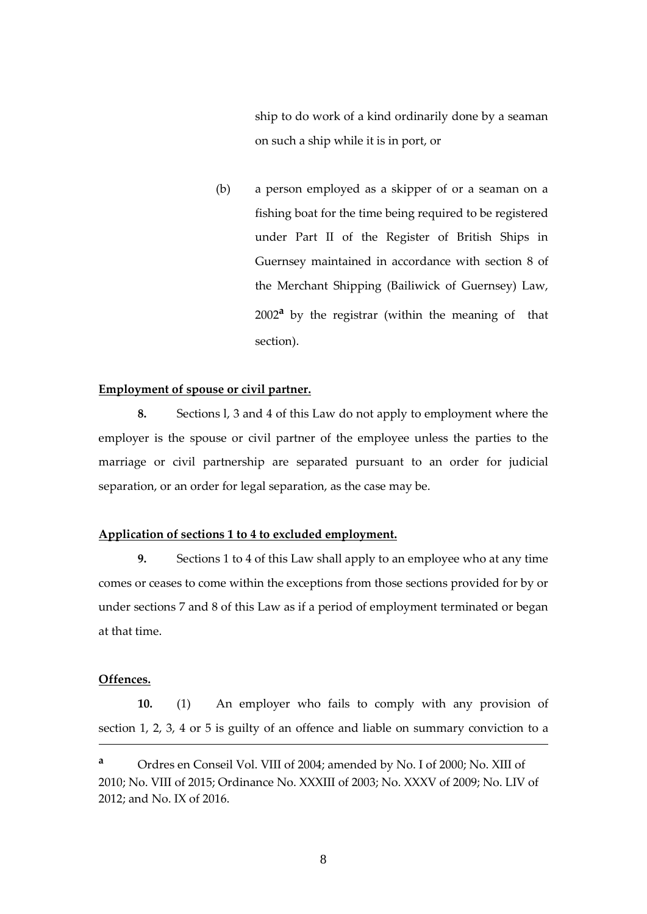ship to do work of a kind ordinarily done by a seaman on such a ship while it is in port, or

(b) a person employed as a skipper of or a seaman on a fishing boat for the time being required to be registered under Part II of the Register of British Ships in Guernsey maintained in accordance with section 8 of the Merchant Shipping (Bailiwick of Guernsey) Law, 2002[a] by the registrar (within the meaning of that section).

**Employment of spouse or civil partner.**

**8.** Sections l, 3 and 4 of this Law do not apply to employment where the employer is the spouse or civil partner of the employee unless the parties to the marriage or civil partnership are separated pursuant to an order for judicial separation, or an order for legal separation, as the case may be.

**Application of sections 1 to 4 to excluded employment.**

**9.** Sections 1 to 4 of this Law shall apply to an employee who at any time comes or ceases to come within the exceptions from those sections provided for by or under sections 7 and 8 of this Law as if a period of employment terminated or began at that time.

**Offences.**

**10.** (1) An employer who fails to comply with any provision of section 1, 2, 3, 4 or 5 is guilty of an offence and liable on summary conviction to a

---

[a] Ordres en Conseil Vol. VIII of 2004; amended by No. I of 2000; No. XIII of 2010; No. VIII of 2015; Ordinance No. XXXIII of 2003; No. XXXV of 2009; No. LIV of 2012; and No. IX of 2016.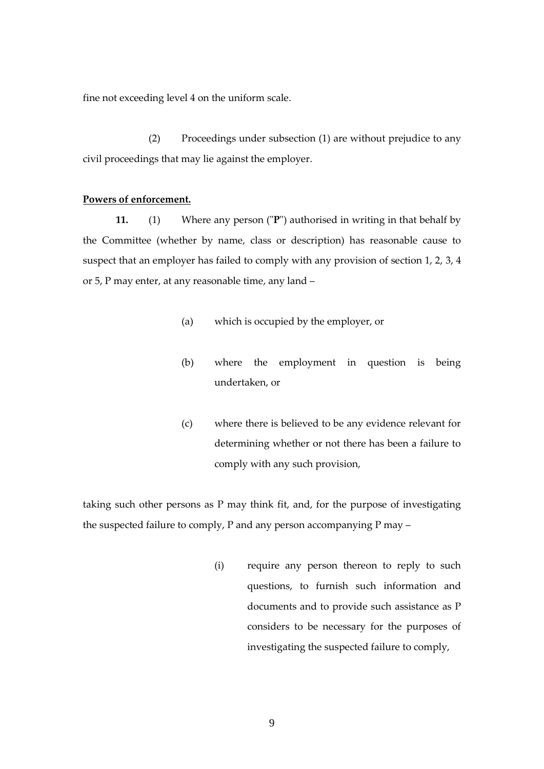fine not exceeding level 4 on the uniform scale.

(2) Proceedings under subsection (1) are without prejudice to any civil proceedings that may lie against the employer.

**Powers of enforcement.**

**11.** (1) Where any person ("**P**") authorised in writing in that behalf by the Committee (whether by name, class or description) has reasonable cause to suspect that an employer has failed to comply with any provision of section 1, 2, 3, 4 or 5, P may enter, at any reasonable time, any land –

(a) which is occupied by the employer, or

(b) where the employment in question is being undertaken, or

(c) where there is believed to be any evidence relevant for determining whether or not there has been a failure to comply with any such provision,

taking such other persons as P may think fit, and, for the purpose of investigating the suspected failure to comply, P and any person accompanying P may –

(i) require any person thereon to reply to such questions, to furnish such information and documents and to provide such assistance as P considers to be necessary for the purposes of investigating the suspected failure to comply,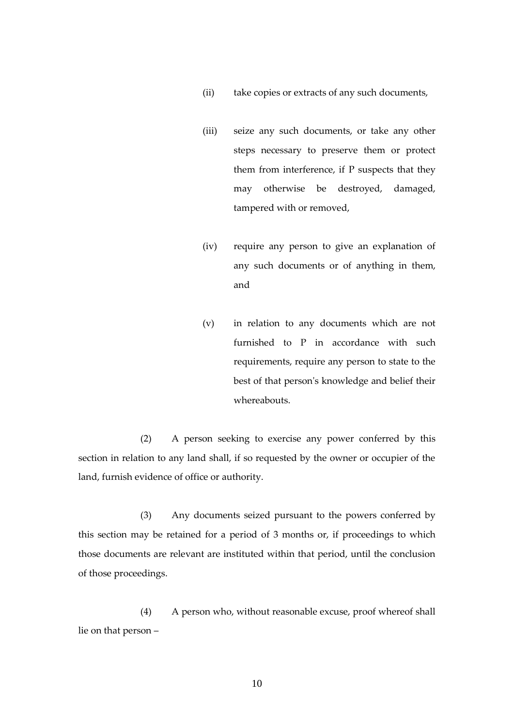(ii) take copies or extracts of any such documents,

(iii) seize any such documents, or take any other steps necessary to preserve them or protect them from interference, if P suspects that they may otherwise be destroyed, damaged, tampered with or removed,

(iv) require any person to give an explanation of any such documents or of anything in them, and

(v) in relation to any documents which are not furnished to P in accordance with such requirements, require any person to state to the best of that person's knowledge and belief their whereabouts.

(2) A person seeking to exercise any power conferred by this section in relation to any land shall, if so requested by the owner or occupier of the land, furnish evidence of office or authority.

(3) Any documents seized pursuant to the powers conferred by this section may be retained for a period of 3 months or, if proceedings to which those documents are relevant are instituted within that period, until the conclusion of those proceedings.

(4) A person who, without reasonable excuse, proof whereof shall lie on that person –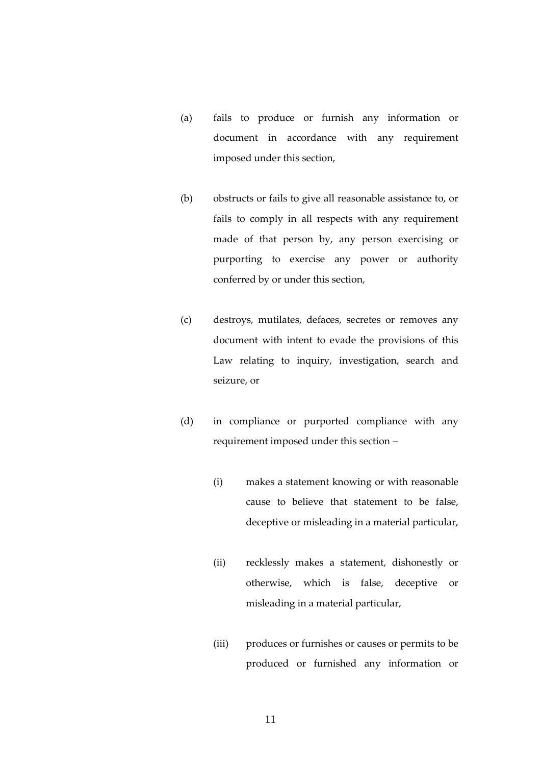(a) fails to produce or furnish any information or document in accordance with any requirement imposed under this section,

(b) obstructs or fails to give all reasonable assistance to, or fails to comply in all respects with any requirement made of that person by, any person exercising or purporting to exercise any power or authority conferred by or under this section,

(c) destroys, mutilates, defaces, secretes or removes any document with intent to evade the provisions of this Law relating to inquiry, investigation, search and seizure, or

(d) in compliance or purported compliance with any requirement imposed under this section –

   (i) makes a statement knowing or with reasonable cause to believe that statement to be false, deceptive or misleading in a material particular,

   (ii) recklessly makes a statement, dishonestly or otherwise, which is false, deceptive or misleading in a material particular,

   (iii) produces or furnishes or causes or permits to be produced or furnished any information or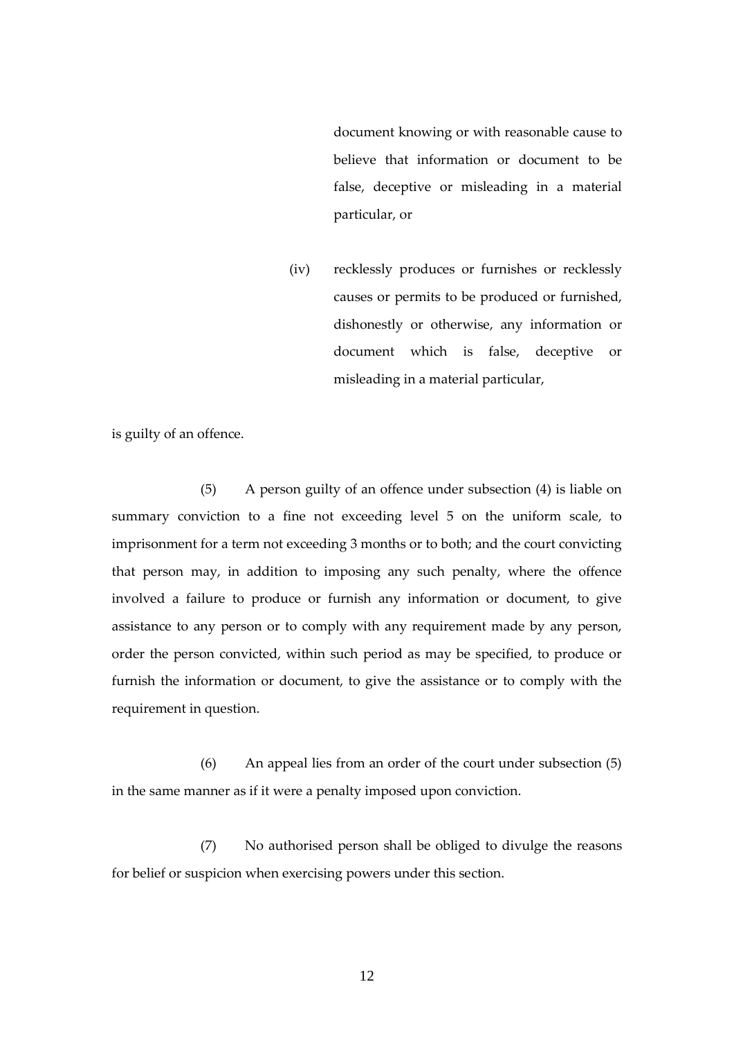document knowing or with reasonable cause to believe that information or document to be false, deceptive or misleading in a material particular, or

(iv) recklessly produces or furnishes or recklessly causes or permits to be produced or furnished, dishonestly or otherwise, any information or document which is false, deceptive or misleading in a material particular,

is guilty of an offence.

(5) A person guilty of an offence under subsection (4) is liable on summary conviction to a fine not exceeding level 5 on the uniform scale, to imprisonment for a term not exceeding 3 months or to both; and the court convicting that person may, in addition to imposing any such penalty, where the offence involved a failure to produce or furnish any information or document, to give assistance to any person or to comply with any requirement made by any person, order the person convicted, within such period as may be specified, to produce or furnish the information or document, to give the assistance or to comply with the requirement in question.

(6) An appeal lies from an order of the court under subsection (5) in the same manner as if it were a penalty imposed upon conviction.

(7) No authorised person shall be obliged to divulge the reasons for belief or suspicion when exercising powers under this section.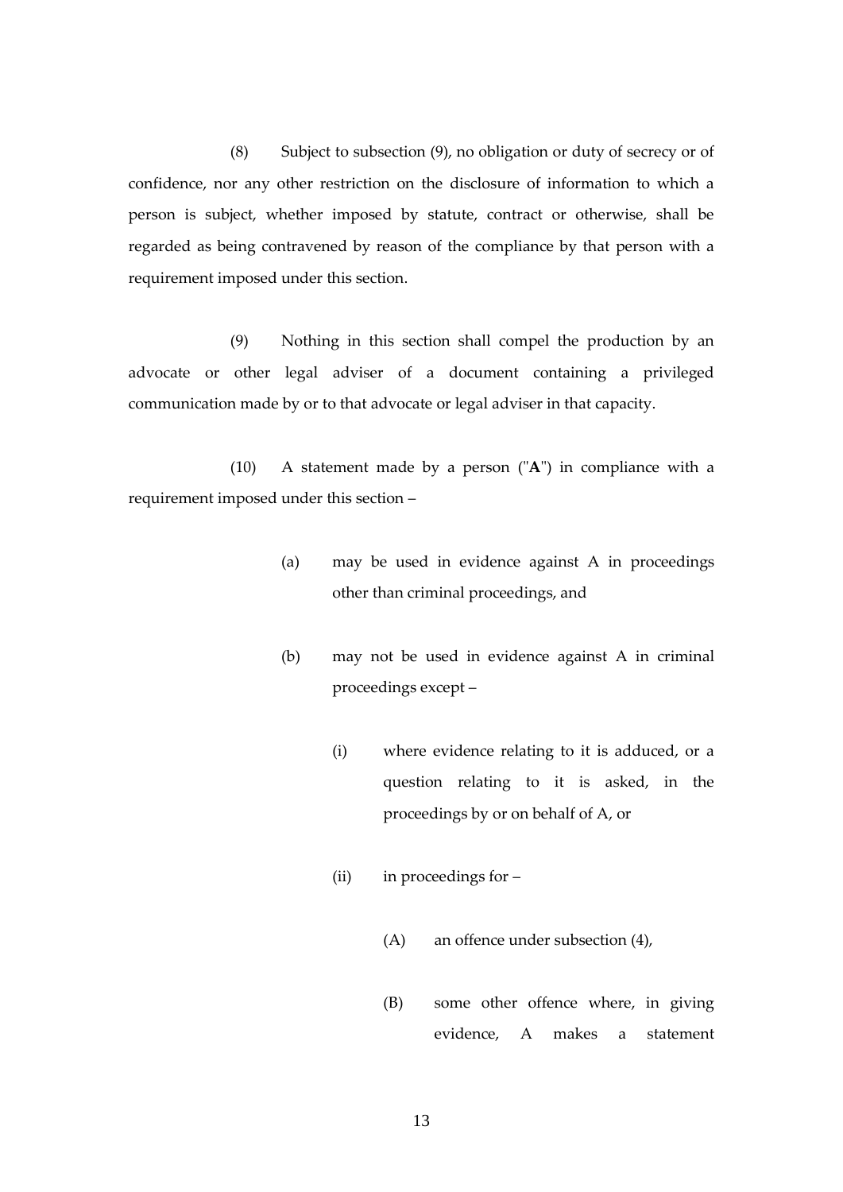(8) Subject to subsection (9), no obligation or duty of secrecy or of confidence, nor any other restriction on the disclosure of information to which a person is subject, whether imposed by statute, contract or otherwise, shall be regarded as being contravened by reason of the compliance by that person with a requirement imposed under this section.

(9) Nothing in this section shall compel the production by an advocate or other legal adviser of a document containing a privileged communication made by or to that advocate or legal adviser in that capacity.

(10) A statement made by a person ("**A**") in compliance with a requirement imposed under this section –

(a) may be used in evidence against A in proceedings other than criminal proceedings, and

(b) may not be used in evidence against A in criminal proceedings except –

(i) where evidence relating to it is adduced, or a question relating to it is asked, in the proceedings by or on behalf of A, or

(ii) in proceedings for –

(A) an offence under subsection (4),

(B) some other offence where, in giving evidence, A makes a statement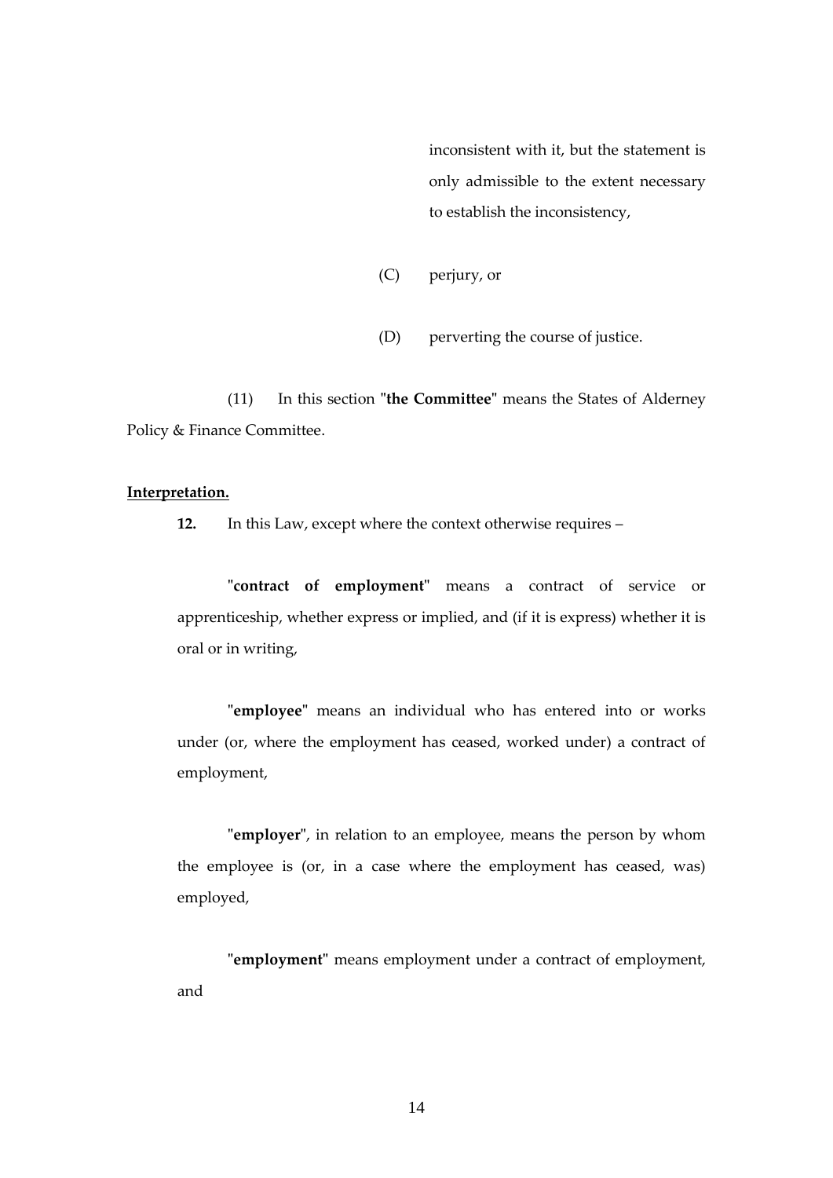inconsistent with it, but the statement is only admissible to the extent necessary to establish the inconsistency,

(C) perjury, or

(D) perverting the course of justice.

(11) In this section "**the Committee**" means the States of Alderney Policy & Finance Committee.

**Interpretation.**

**12.** In this Law, except where the context otherwise requires –

"**contract of employment**" means a contract of service or apprenticeship, whether express or implied, and (if it is express) whether it is oral or in writing,

"**employee**" means an individual who has entered into or works under (or, where the employment has ceased, worked under) a contract of employment,

"**employer**", in relation to an employee, means the person by whom the employee is (or, in a case where the employment has ceased, was) employed,

"**employment**" means employment under a contract of employment, and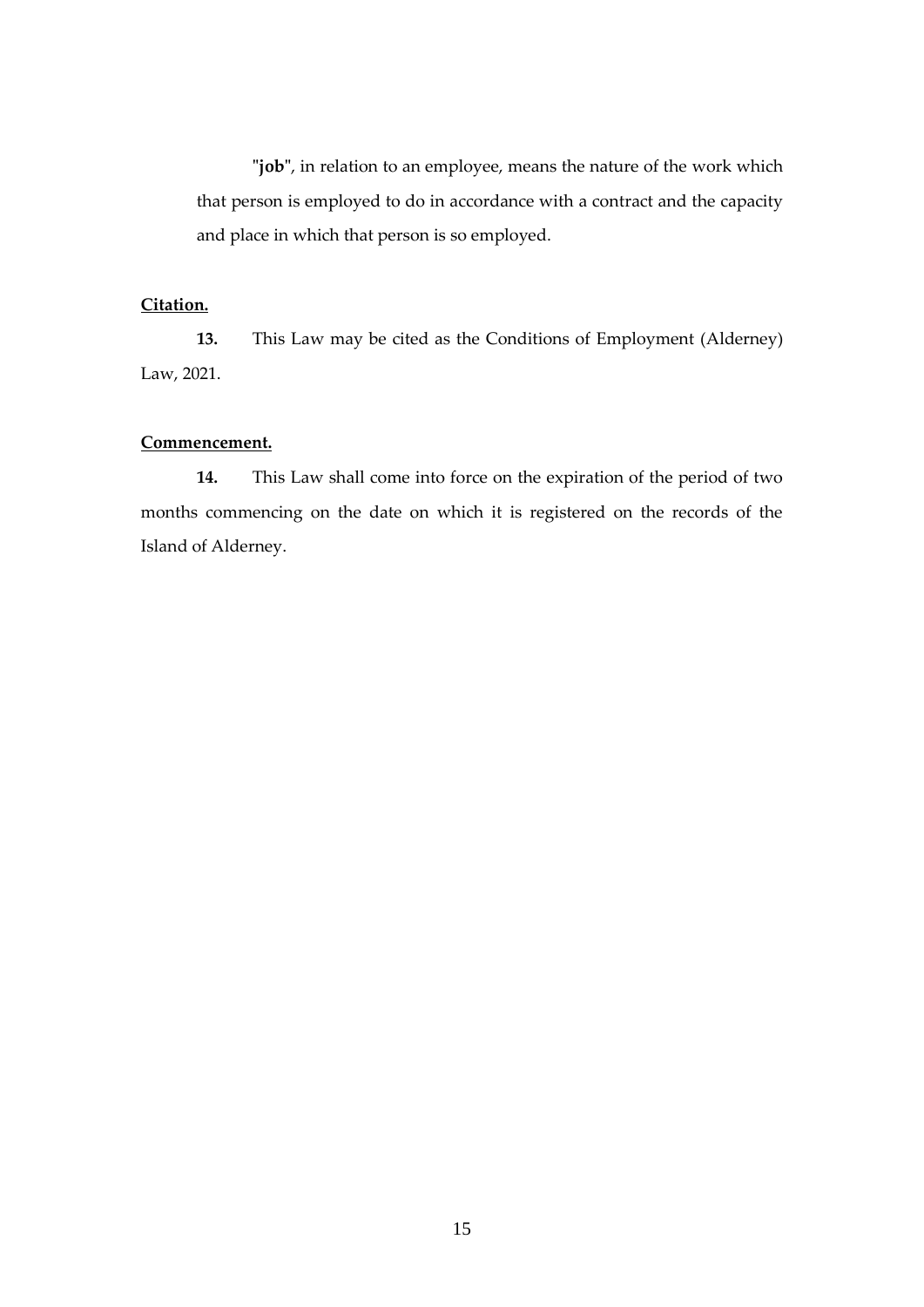"**job**", in relation to an employee, means the nature of the work which that person is employed to do in accordance with a contract and the capacity and place in which that person is so employed.

**Citation.**

**13.** This Law may be cited as the Conditions of Employment (Alderney) Law, 2021.

**Commencement.**

**14.** This Law shall come into force on the expiration of the period of two months commencing on the date on which it is registered on the records of the Island of Alderney.